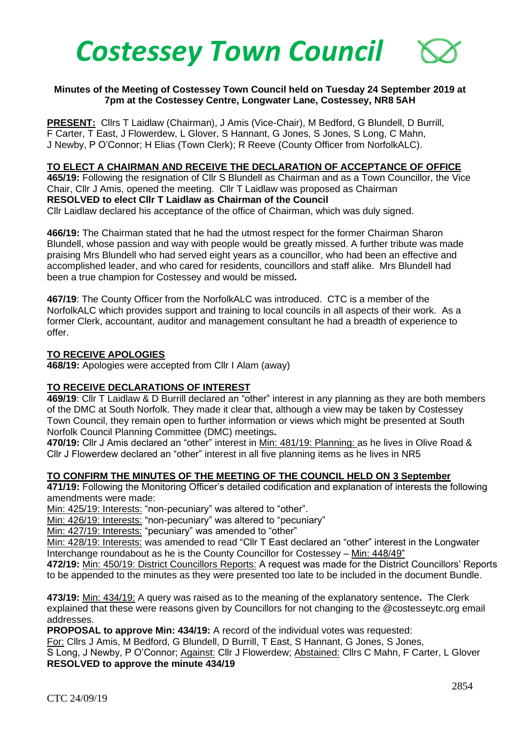# Costessey Town Council

**Minutes of the Meeting of Costessey Town Council held on Tuesday 24 September 2019 at 7pm at the Costessey Centre, Longwater Lane, Costessey, NR8 5AH**

**PRESENT:** Cllrs T Laidlaw (Chairman), J Amis (Vice-Chair), M Bedford, G Blundell, D Burrill, F Carter, T East, J Flowerdew, L Glover, S Hannant, G Jones, S Jones, S Long, C Mahn, J Newby, P O'Connor; H Elias (Town Clerk); R Reeve (County Officer from NorfolkALC).

## TO ELECT A CHAIRMAN AND RECEIVE THE DECLARATION OF ACCEPTANCE OF OFFICE

**465/19:** Following the resignation of Cllr S Blundell as Chairman and as a Town Councillor, the Vice Chair, Cllr J Amis, opened the meeting. Cllr T Laidlaw was proposed as Chairman
**RESOLVED to elect Cllr T Laidlaw as Chairman of the Council**
Cllr Laidlaw declared his acceptance of the office of Chairman, which was duly signed.

**466/19:** The Chairman stated that he had the utmost respect for the former Chairman Sharon Blundell, whose passion and way with people would be greatly missed. A further tribute was made praising Mrs Blundell who had served eight years as a councillor, who had been an effective and accomplished leader, and who cared for residents, councillors and staff alike. Mrs Blundell had been a true champion for Costessey and would be missed**.**

**467/19**: The County Officer from the NorfolkALC was introduced. CTC is a member of the NorfolkALC which provides support and training to local councils in all aspects of their work. As a former Clerk, accountant, auditor and management consultant he had a breadth of experience to offer.

## TO RECEIVE APOLOGIES

**468/19:** Apologies were accepted from Cllr I Alam (away)

## TO RECEIVE DECLARATIONS OF INTEREST

**469/19**: Cllr T Laidlaw & D Burrill declared an "other" interest in any planning as they are both members of the DMC at South Norfolk. They made it clear that, although a view may be taken by Costessey Town Council, they remain open to further information or views which might be presented at South Norfolk Council Planning Committee (DMC) meetings**.**

**470/19:** Cllr J Amis declared an "other" interest in Min: 481/19: Planning: as he lives in Olive Road & Cllr J Flowerdew declared an "other" interest in all five planning items as he lives in NR5

## TO CONFIRM THE MINUTES OF THE MEETING OF THE COUNCIL HELD ON 3 September

**471/19:** Following the Monitoring Officer's detailed codification and explanation of interests the following amendments were made:

Min: 425/19: Interests: "non-pecuniary" was altered to "other".

Min: 426/19: Interests: "non-pecuniary" was altered to "pecuniary"

Min: 427/19: Interests: "pecuniary" was amended to "other"

Min: 428/19: Interests: was amended to read "Cllr T East declared an "other" interest in the Longwater Interchange roundabout as he is the County Councillor for Costessey – Min: 448/49"

**472/19:** Min: 450/19: District Councillors Reports: A request was made for the District Councillors' Reports to be appended to the minutes as they were presented too late to be included in the document Bundle.

**473/19:** Min: 434/19: A query was raised as to the meaning of the explanatory sentence**.** The Clerk explained that these were reasons given by Councillors for not changing to the @costesseytc.org email addresses.

**PROPOSAL to approve Min: 434/19:** A record of the individual votes was requested:
For: Cllrs J Amis, M Bedford, G Blundell, D Burrill, T East, S Hannant, G Jones, S Jones, S Long, J Newby, P O'Connor; Against: Cllr J Flowerdew; Abstained: Cllrs C Mahn, F Carter, L Glover
**RESOLVED to approve the minute 434/19**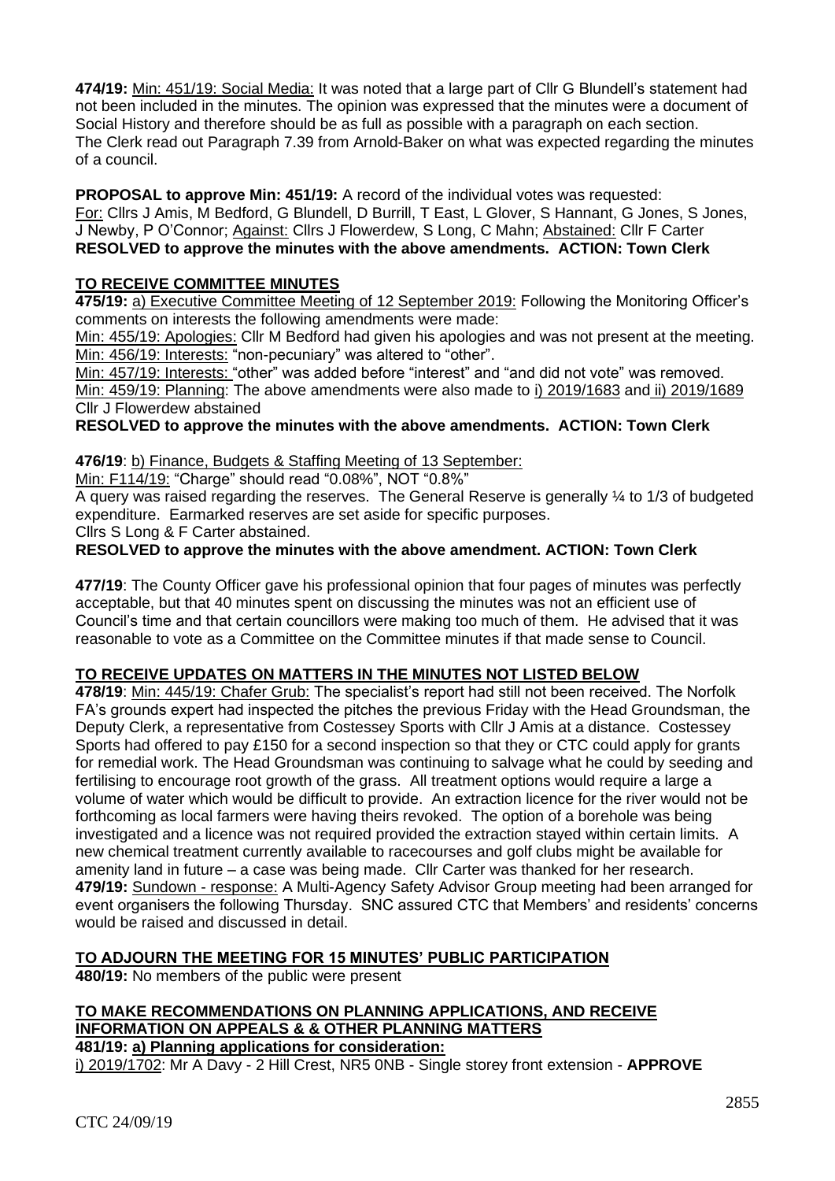**474/19:** Min: 451/19: Social Media: It was noted that a large part of Cllr G Blundell's statement had not been included in the minutes. The opinion was expressed that the minutes were a document of Social History and therefore should be as full as possible with a paragraph on each section. The Clerk read out Paragraph 7.39 from Arnold-Baker on what was expected regarding the minutes of a council.

**PROPOSAL to approve Min: 451/19:** A record of the individual votes was requested: For: Cllrs J Amis, M Bedford, G Blundell, D Burrill, T East, L Glover, S Hannant, G Jones, S Jones, J Newby, P O'Connor; Against: Cllrs J Flowerdew, S Long, C Mahn; Abstained: Cllr F Carter
**RESOLVED to approve the minutes with the above amendments. ACTION: Town Clerk**

## TO RECEIVE COMMITTEE MINUTES

**475/19:** a) Executive Committee Meeting of 12 September 2019: Following the Monitoring Officer's comments on interests the following amendments were made:
Min: 455/19: Apologies: Cllr M Bedford had given his apologies and was not present at the meeting.
Min: 456/19: Interests: "non-pecuniary" was altered to "other".
Min: 457/19: Interests: "other" was added before "interest" and "and did not vote" was removed.
Min: 459/19: Planning: The above amendments were also made to i) 2019/1683 and ii) 2019/1689
Cllr J Flowerdew abstained
**RESOLVED to approve the minutes with the above amendments. ACTION: Town Clerk**

**476/19**: b) Finance, Budgets & Staffing Meeting of 13 September:
Min: F114/19: "Charge" should read "0.08%", NOT "0.8%"
A query was raised regarding the reserves. The General Reserve is generally ¼ to 1/3 of budgeted expenditure. Earmarked reserves are set aside for specific purposes.
Cllrs S Long & F Carter abstained.
**RESOLVED to approve the minutes with the above amendment. ACTION: Town Clerk**

**477/19**: The County Officer gave his professional opinion that four pages of minutes was perfectly acceptable, but that 40 minutes spent on discussing the minutes was not an efficient use of Council's time and that certain councillors were making too much of them. He advised that it was reasonable to vote as a Committee on the Committee minutes if that made sense to Council.

## TO RECEIVE UPDATES ON MATTERS IN THE MINUTES NOT LISTED BELOW

**478/19**: Min: 445/19: Chafer Grub: The specialist's report had still not been received. The Norfolk FA's grounds expert had inspected the pitches the previous Friday with the Head Groundsman, the Deputy Clerk, a representative from Costessey Sports with Cllr J Amis at a distance. Costessey Sports had offered to pay £150 for a second inspection so that they or CTC could apply for grants for remedial work. The Head Groundsman was continuing to salvage what he could by seeding and fertilising to encourage root growth of the grass. All treatment options would require a large a volume of water which would be difficult to provide. An extraction licence for the river would not be forthcoming as local farmers were having theirs revoked. The option of a borehole was being investigated and a licence was not required provided the extraction stayed within certain limits. A new chemical treatment currently available to racecourses and golf clubs might be available for amenity land in future – a case was being made. Cllr Carter was thanked for her research.
**479/19:** Sundown - response: A Multi-Agency Safety Advisor Group meeting had been arranged for event organisers the following Thursday. SNC assured CTC that Members' and residents' concerns would be raised and discussed in detail.

## TO ADJOURN THE MEETING FOR 15 MINUTES' PUBLIC PARTICIPATION

**480/19:** No members of the public were present

## TO MAKE RECOMMENDATIONS ON PLANNING APPLICATIONS, AND RECEIVE INFORMATION ON APPEALS & & OTHER PLANNING MATTERS

**481/19: a) Planning applications for consideration:**
i) 2019/1702: Mr A Davy - 2 Hill Crest, NR5 0NB - Single storey front extension - **APPROVE**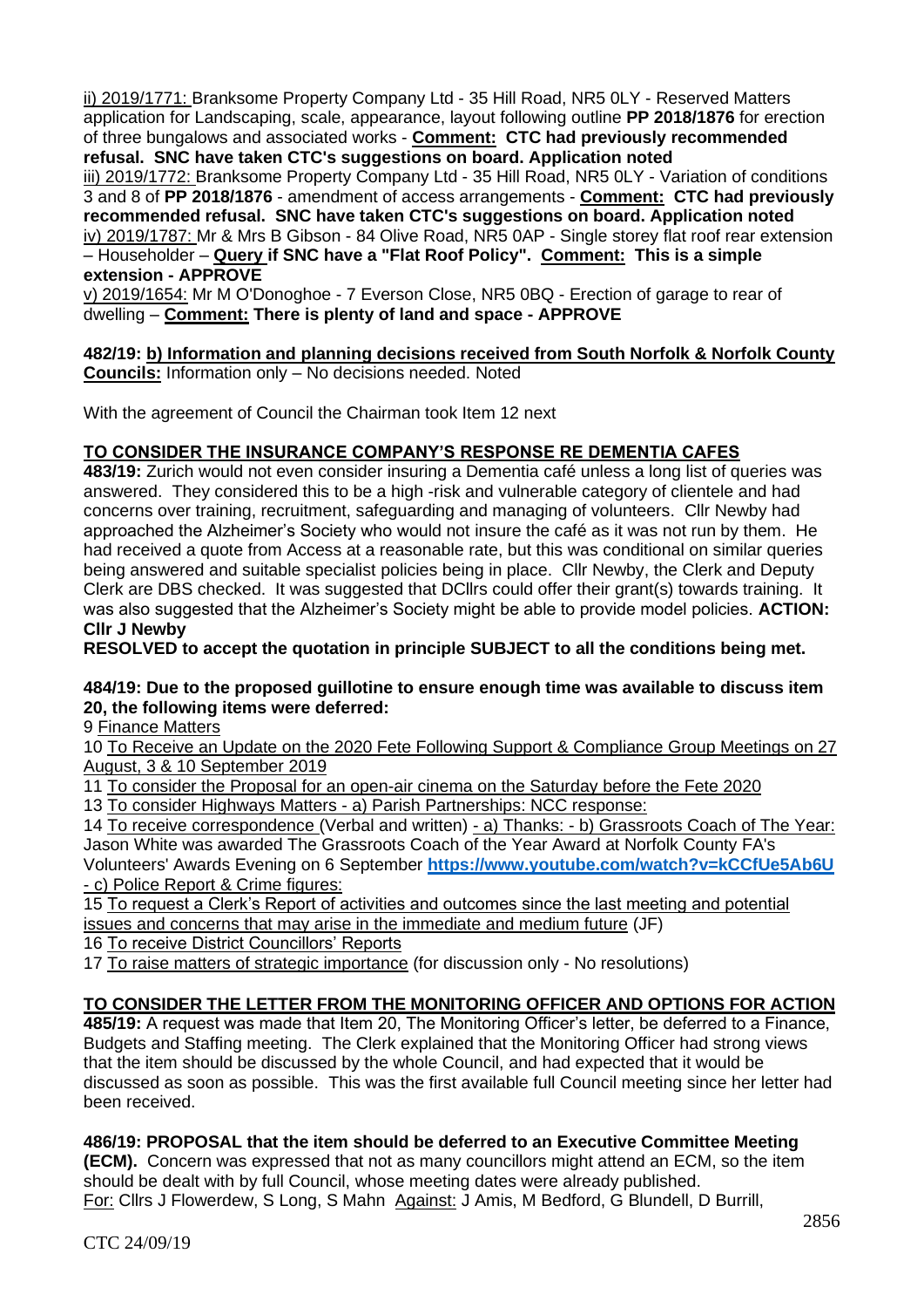ii) 2019/1771: Branksome Property Company Ltd - 35 Hill Road, NR5 0LY - Reserved Matters application for Landscaping, scale, appearance, layout following outline **PP 2018/1876** for erection of three bungalows and associated works - **Comment: CTC had previously recommended refusal. SNC have taken CTC's suggestions on board. Application noted**

iii) 2019/1772: Branksome Property Company Ltd - 35 Hill Road, NR5 0LY - Variation of conditions 3 and 8 of **PP 2018/1876** - amendment of access arrangements - **Comment: CTC had previously recommended refusal. SNC have taken CTC's suggestions on board. Application noted**

iv) 2019/1787: Mr & Mrs B Gibson - 84 Olive Road, NR5 0AP - Single storey flat roof rear extension – Householder – **Query if SNC have a "Flat Roof Policy". Comment: This is a simple extension - APPROVE**

v) 2019/1654: Mr M O'Donoghoe - 7 Everson Close, NR5 0BQ - Erection of garage to rear of dwelling – **Comment: There is plenty of land and space - APPROVE**

**482/19: b) Information and planning decisions received from South Norfolk & Norfolk County Councils:** Information only – No decisions needed. Noted

With the agreement of Council the Chairman took Item 12 next

## TO CONSIDER THE INSURANCE COMPANY'S RESPONSE RE DEMENTIA CAFES

**483/19:** Zurich would not even consider insuring a Dementia café unless a long list of queries was answered. They considered this to be a high -risk and vulnerable category of clientele and had concerns over training, recruitment, safeguarding and managing of volunteers. Cllr Newby had approached the Alzheimer's Society who would not insure the café as it was not run by them. He had received a quote from Access at a reasonable rate, but this was conditional on similar queries being answered and suitable specialist policies being in place. Cllr Newby, the Clerk and Deputy Clerk are DBS checked. It was suggested that DCllrs could offer their grant(s) towards training. It was also suggested that the Alzheimer's Society might be able to provide model policies. **ACTION: Cllr J Newby**

**RESOLVED to accept the quotation in principle SUBJECT to all the conditions being met.**

**484/19: Due to the proposed guillotine to ensure enough time was available to discuss item 20, the following items were deferred:**

9 Finance Matters

10 To Receive an Update on the 2020 Fete Following Support & Compliance Group Meetings on 27 August, 3 & 10 September 2019

11 To consider the Proposal for an open-air cinema on the Saturday before the Fete 2020

13 To consider Highways Matters - a) Parish Partnerships: NCC response:

14 To receive correspondence (Verbal and written) - a) Thanks: - b) Grassroots Coach of The Year: Jason White was awarded The Grassroots Coach of the Year Award at Norfolk County FA's Volunteers' Awards Evening on 6 September **https://www.youtube.com/watch?v=kCCfUe5Ab6U** - c) Police Report & Crime figures:

15 To request a Clerk's Report of activities and outcomes since the last meeting and potential issues and concerns that may arise in the immediate and medium future (JF)

16 To receive District Councillors' Reports

17 To raise matters of strategic importance (for discussion only - No resolutions)

## TO CONSIDER THE LETTER FROM THE MONITORING OFFICER AND OPTIONS FOR ACTION

**485/19:** A request was made that Item 20, The Monitoring Officer's letter, be deferred to a Finance, Budgets and Staffing meeting. The Clerk explained that the Monitoring Officer had strong views that the item should be discussed by the whole Council, and had expected that it would be discussed as soon as possible. This was the first available full Council meeting since her letter had been received.

**486/19: PROPOSAL that the item should be deferred to an Executive Committee Meeting (ECM).** Concern was expressed that not as many councillors might attend an ECM, so the item should be dealt with by full Council, whose meeting dates were already published.

For: Cllrs J Flowerdew, S Long, S Mahn Against: J Amis, M Bedford, G Blundell, D Burrill,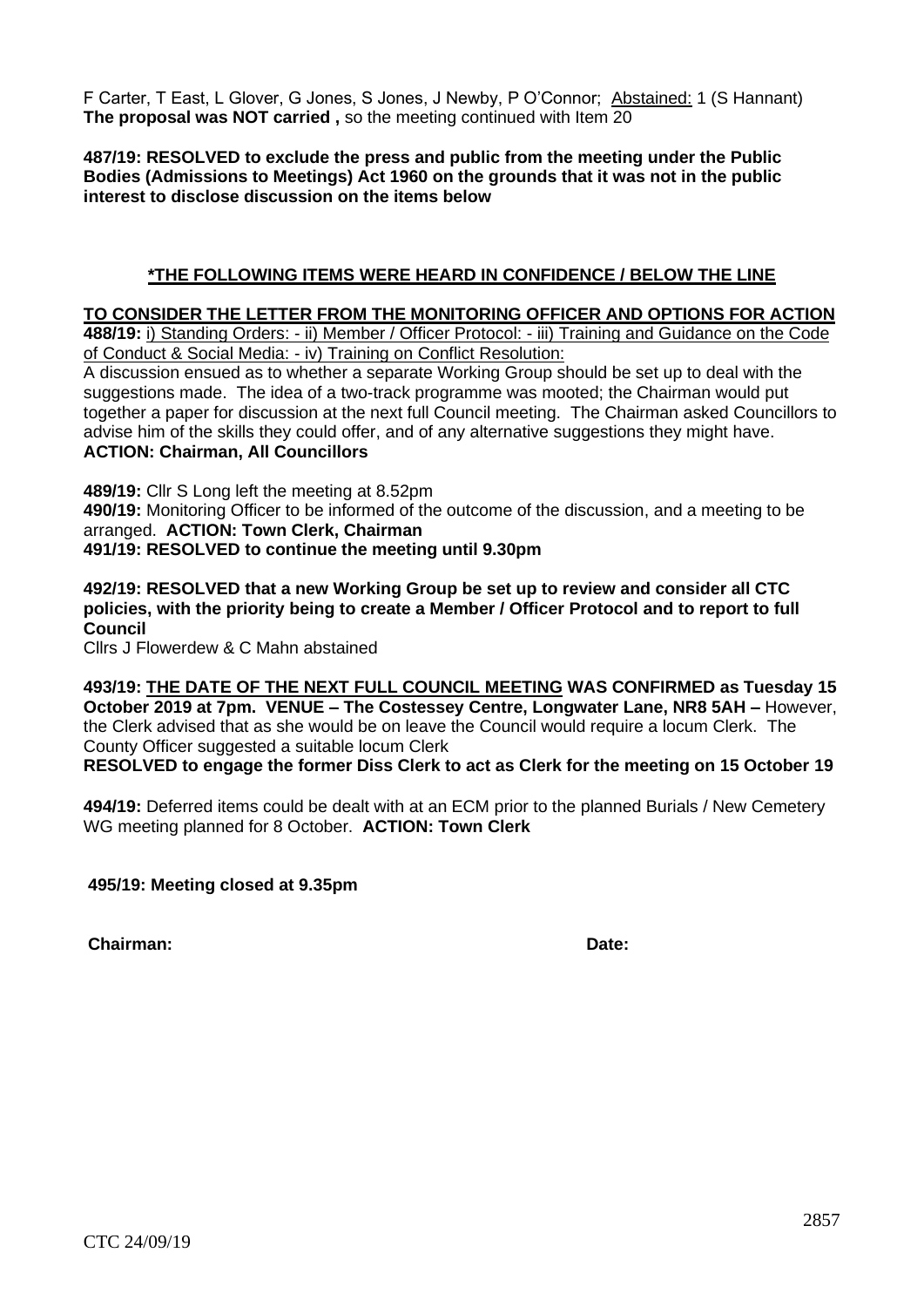F Carter, T East, L Glover, G Jones, S Jones, J Newby, P O'Connor; Abstained: 1 (S Hannant)
**The proposal was NOT carried ,** so the meeting continued with Item 20

**487/19: RESOLVED to exclude the press and public from the meeting under the Public Bodies (Admissions to Meetings) Act 1960 on the grounds that it was not in the public interest to disclose discussion on the items below**

**\*THE FOLLOWING ITEMS WERE HEARD IN CONFIDENCE / BELOW THE LINE**

**TO CONSIDER THE LETTER FROM THE MONITORING OFFICER AND OPTIONS FOR ACTION**

**488/19:** i) Standing Orders: - ii) Member / Officer Protocol: - iii) Training and Guidance on the Code of Conduct & Social Media: - iv) Training on Conflict Resolution:
A discussion ensued as to whether a separate Working Group should be set up to deal with the suggestions made. The idea of a two-track programme was mooted; the Chairman would put together a paper for discussion at the next full Council meeting. The Chairman asked Councillors to advise him of the skills they could offer, and of any alternative suggestions they might have.
**ACTION: Chairman, All Councillors**

**489/19:** Cllr S Long left the meeting at 8.52pm
**490/19:** Monitoring Officer to be informed of the outcome of the discussion, and a meeting to be arranged. **ACTION: Town Clerk, Chairman**
**491/19: RESOLVED to continue the meeting until 9.30pm**

**492/19: RESOLVED that a new Working Group be set up to review and consider all CTC policies, with the priority being to create a Member / Officer Protocol and to report to full Council**
Cllrs J Flowerdew & C Mahn abstained

**493/19: THE DATE OF THE NEXT FULL COUNCIL MEETING WAS CONFIRMED as Tuesday 15 October 2019 at 7pm. VENUE – The Costessey Centre, Longwater Lane, NR8 5AH –** However, the Clerk advised that as she would be on leave the Council would require a locum Clerk. The County Officer suggested a suitable locum Clerk
**RESOLVED to engage the former Diss Clerk to act as Clerk for the meeting on 15 October 19**

**494/19:** Deferred items could be dealt with at an ECM prior to the planned Burials / New Cemetery WG meeting planned for 8 October. **ACTION: Town Clerk**

**495/19: Meeting closed at 9.35pm**

**Chairman:** **Date:**